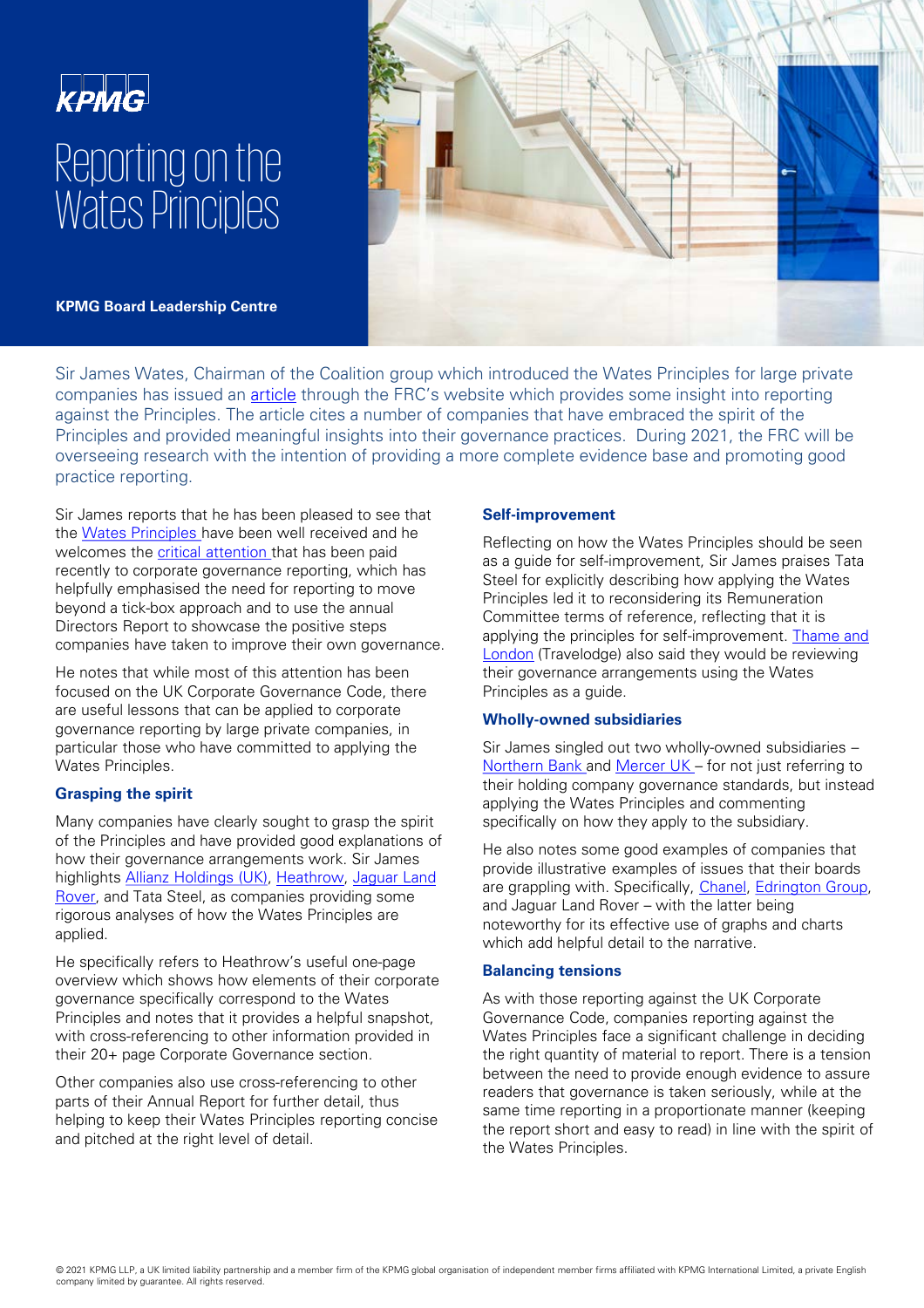KPMG

# Reporting on the Wates Principles

**KPMG Board Leadership Centre**

Sir James Wates, Chairman of the Coalition group which introduced the Wates Principles for large private companies has issued an article through the FRC's website which provides some insight into reporting against the Principles. The article cites a number of companies that have embraced the spirit of the Principles and provided meaningful insights into their governance practices. During 2021, the FRC will be overseeing research with the intention of providing a more complete evidence base and promoting good practice reporting.

Sir James reports that he has been pleased to see that the Wates Principles have been well received and he welcomes the critical attention that has been paid recently to corporate governance reporting, which has helpfully emphasised the need for reporting to move beyond a tick-box approach and to use the annual Directors Report to showcase the positive steps companies have taken to improve their own governance.

He notes that while most of this attention has been focused on the UK Corporate Governance Code, there are useful lessons that can be applied to corporate governance reporting by large private companies, in particular those who have committed to applying the Wates Principles.

### Grasping the spirit

Many companies have clearly sought to grasp the spirit of the Principles and have provided good explanations of how their governance arrangements work. Sir James highlights Allianz Holdings (UK), Heathrow, Jaguar Land Rover, and Tata Steel, as companies providing some rigorous analyses of how the Wates Principles are applied.

He specifically refers to Heathrow's useful one-page overview which shows how elements of their corporate governance specifically correspond to the Wates Principles and notes that it provides a helpful snapshot, with cross-referencing to other information provided in their 20+ page Corporate Governance section.

Other companies also use cross-referencing to other parts of their Annual Report for further detail, thus helping to keep their Wates Principles reporting concise and pitched at the right level of detail.

### Self-improvement

Reflecting on how the Wates Principles should be seen as a guide for self-improvement, Sir James praises Tata Steel for explicitly describing how applying the Wates Principles led it to reconsidering its Remuneration Committee terms of reference, reflecting that it is applying the principles for self-improvement. Thame and London (Travelodge) also said they would be reviewing their governance arrangements using the Wates Principles as a guide.

### Wholly-owned subsidiaries

Sir James singled out two wholly-owned subsidiaries – Northern Bank and Mercer UK – for not just referring to their holding company governance standards, but instead applying the Wates Principles and commenting specifically on how they apply to the subsidiary.

He also notes some good examples of companies that provide illustrative examples of issues that their boards are grappling with. Specifically, Chanel, Edrington Group, and Jaguar Land Rover – with the latter being noteworthy for its effective use of graphs and charts which add helpful detail to the narrative.

### Balancing tensions

As with those reporting against the UK Corporate Governance Code, companies reporting against the Wates Principles face a significant challenge in deciding the right quantity of material to report. There is a tension between the need to provide enough evidence to assure readers that governance is taken seriously, while at the same time reporting in a proportionate manner (keeping the report short and easy to read) in line with the spirit of the Wates Principles.

© 2021 KPMG LLP, a UK limited liability partnership and a member firm of the KPMG global organisation of independent member firms affiliated with KPMG International Limited, a private English company limited by guarantee. All rights reserved.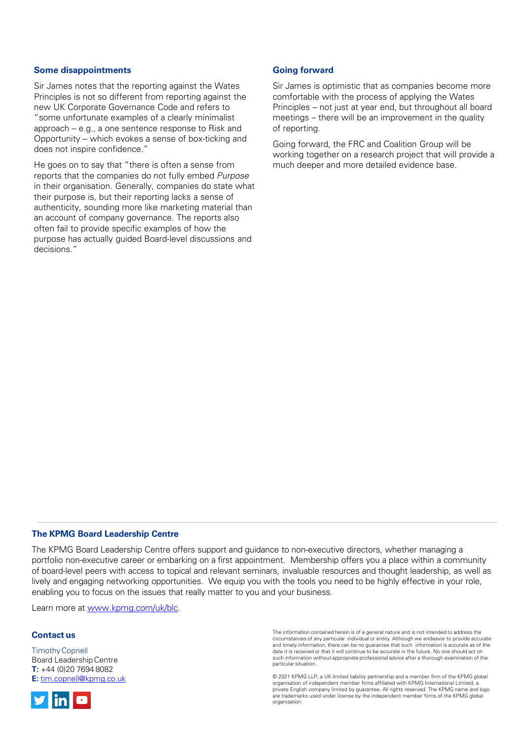## Some disappointments

Sir James notes that the reporting against the Wates Principles is not so different from reporting against the new UK Corporate Governance Code and refers to "some unfortunate examples of a clearly minimalist approach – e.g., a one sentence response to Risk and Opportunity -- which evokes a sense of box-ticking and does not inspire confidence."

He goes on to say that "there is often a sense from reports that the companies do not fully embed *Purpose* in their organisation. Generally, companies do state what their purpose is, but their reporting lacks a sense of authenticity, sounding more like marketing material than an account of company governance. The reports also often fail to provide specific examples of how the purpose has actually guided Board-level discussions and decisions."

## Going forward

Sir James is optimistic that as companies become more comfortable with the process of applying the Wates Principles – not just at year end, but throughout all board meetings – there will be an improvement in the quality of reporting.

Going forward, the FRC and Coalition Group will be working together on a research project that will provide a much deeper and more detailed evidence base.

## The KPMG Board Leadership Centre

The KPMG Board Leadership Centre offers support and guidance to non-executive directors, whether managing a portfolio non-executive career or embarking on a first appointment. Membership offers you a place within a community of board-level peers with access to topical and relevant seminars, invaluable resources and thought leadership, as well as lively and engaging networking opportunities. We equip you with the tools you need to be highly effective in your role, enabling you to focus on the issues that really matter to you and your business.

Learn more at www.kpmg.com/uk/blc.

## Contact us

Timothy Copnell
Board Leadership Centre
**T:** +44 (0)20 7694 8082
**E:** tim.copnell@kpmg.co.uk

The information contained herein is of a general nature and is not intended to address the circumstances of any particular individual or entity. Although we endeavor to provide accurate and timely information, there can be no guarantee that such information is accurate as of the date it is received or that it will continue to be accurate in the future. No one should act on such information without appropriate professional advice after a thorough examination of the particular situation.

© 2021 KPMG LLP, a UK limited liability partnership and a member firm of the KPMG global organisation of independent member firms affiliated with KPMG International Limited, a private English company limited by guarantee. All rights reserved. The KPMG name and logo are trademarks used under license by the independent member firms of the KPMG global organisation.